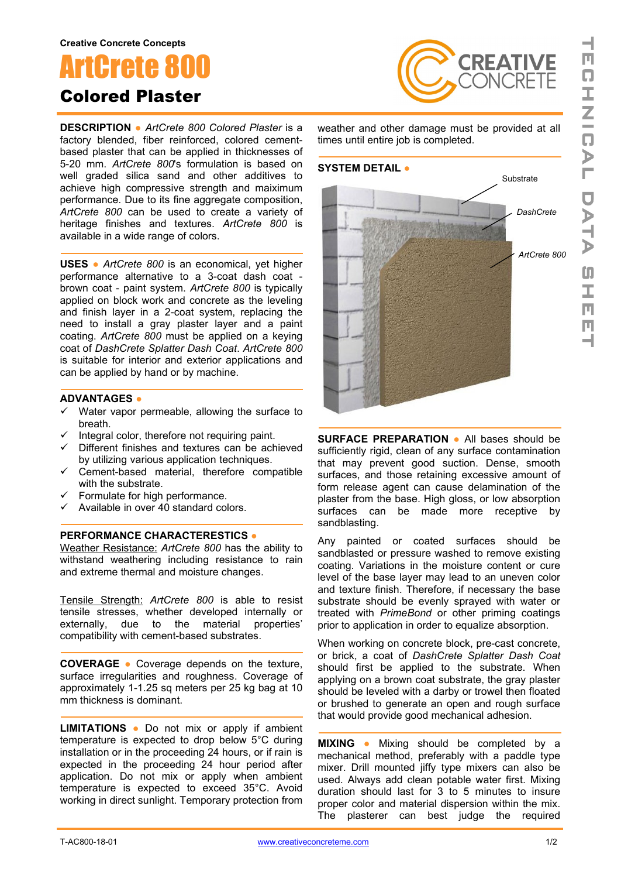Creative Concrete Concepts

# ArtCrete 800

## Colored Plaster

**DESCRIPTION** ● *ArtCrete 800 Colored Plaster* is a factory blended, fiber reinforced, colored cement-based plaster that can be applied in thicknesses of 5-20 mm. *ArtCrete 800*'s formulation is based on well graded silica sand and other additives to achieve high compressive strength and maiximum performance. Due to its fine aggregate composition, *ArtCrete 800* can be used to create a variety of heritage finishes and textures. *ArtCrete 800* is available in a wide range of colors.

**USES** ● *ArtCrete 800* is an economical, yet higher performance alternative to a 3-coat dash coat - brown coat - paint system. *ArtCrete 800* is typically applied on block work and concrete as the leveling and finish layer in a 2-coat system, replacing the need to install a gray plaster layer and a paint coating. *ArtCrete 800* must be applied on a keying coat of *DashCrete Splatter Dash Coat*. *ArtCrete 800* is suitable for interior and exterior applications and can be applied by hand or by machine.

**ADVANTAGES** ●

- ✓ Water vapor permeable, allowing the surface to breath.
- ✓ Integral color, therefore not requiring paint.
- ✓ Different finishes and textures can be achieved by utilizing various application techniques.
- ✓ Cement-based material, therefore compatible with the substrate.
- ✓ Formulate for high performance.
- ✓ Available in over 40 standard colors.

**PERFORMANCE CHARACTERESTICS** ●

Weather Resistance: *ArtCrete 800* has the ability to withstand weathering including resistance to rain and extreme thermal and moisture changes.

Tensile Strength: *ArtCrete 800* is able to resist tensile stresses, whether developed internally or externally, due to the material properties' compatibility with cement-based substrates.

**COVERAGE** ● Coverage depends on the texture, surface irregularities and roughness. Coverage of approximately 1-1.25 sq meters per 25 kg bag at 10 mm thickness is dominant.

**LIMITATIONS** ● Do not mix or apply if ambient temperature is expected to drop below 5°C during installation or in the proceeding 24 hours, or if rain is expected in the proceeding 24 hour period after application. Do not mix or apply when ambient temperature is expected to exceed 35°C. Avoid working in direct sunlight. Temporary protection from weather and other damage must be provided at all times until entire job is completed.

**SYSTEM DETAIL** ●

Substrate

*DashCrete*

*ArtCrete 800*

**SURFACE PREPARATION** ● All bases should be sufficiently rigid, clean of any surface contamination that may prevent good suction. Dense, smooth surfaces, and those retaining excessive amount of form release agent can cause delamination of the plaster from the base. High gloss, or low absorption surfaces can be made more receptive by sandblasting.

Any painted or coated surfaces should be sandblasted or pressure washed to remove existing coating. Variations in the moisture content or cure level of the base layer may lead to an uneven color and texture finish. Therefore, if necessary the base substrate should be evenly sprayed with water or treated with *PrimeBond* or other priming coatings prior to application in order to equalize absorption.

When working on concrete block, pre-cast concrete, or brick, a coat of *DashCrete Splatter Dash Coat* should first be applied to the substrate. When applying on a brown coat substrate, the gray plaster should be leveled with a darby or trowel then floated or brushed to generate an open and rough surface that would provide good mechanical adhesion.

**MIXING** ● Mixing should be completed by a mechanical method, preferably with a paddle type mixer. Drill mounted jiffy type mixers can also be used. Always add clean potable water first. Mixing duration should last for 3 to 5 minutes to insure proper color and material dispersion within the mix. The plasterer can best judge the required

T-AC800-18-01 www.creativeconcreteme.com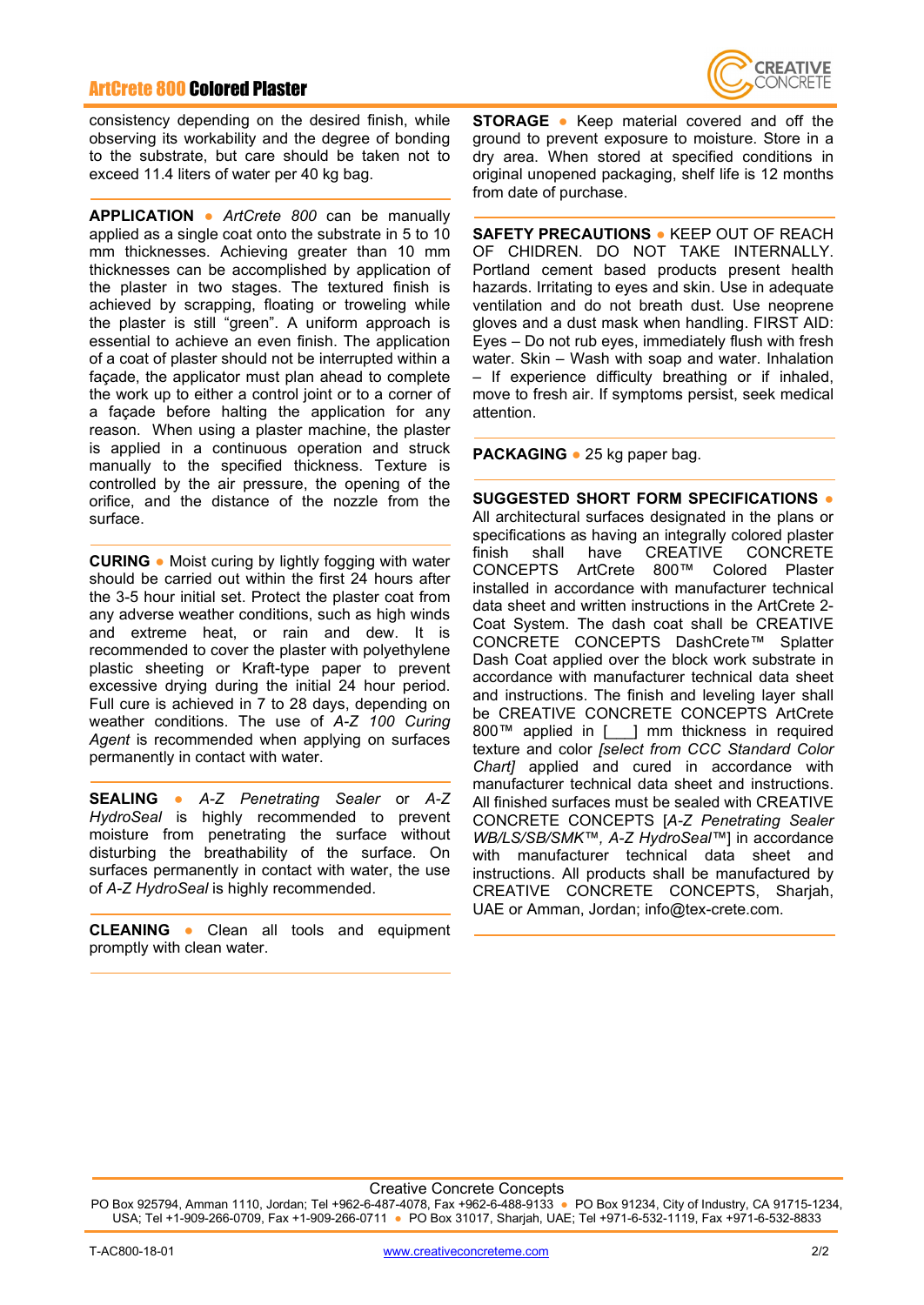consistency depending on the desired finish, while observing its workability and the degree of bonding to the substrate, but care should be taken not to exceed 11.4 liters of water per 40 kg bag.

**APPLICATION** ● *ArtCrete 800* can be manually applied as a single coat onto the substrate in 5 to 10 mm thicknesses. Achieving greater than 10 mm thicknesses can be accomplished by application of the plaster in two stages. The textured finish is achieved by scrapping, floating or troweling while the plaster is still "green". A uniform approach is essential to achieve an even finish. The application of a coat of plaster should not be interrupted within a façade, the applicator must plan ahead to complete the work up to either a control joint or to a corner of a façade before halting the application for any reason. When using a plaster machine, the plaster is applied in a continuous operation and struck manually to the specified thickness. Texture is controlled by the air pressure, the opening of the orifice, and the distance of the nozzle from the surface.

**CURING** ● Moist curing by lightly fogging with water should be carried out within the first 24 hours after the 3-5 hour initial set. Protect the plaster coat from any adverse weather conditions, such as high winds and extreme heat, or rain and dew. It is recommended to cover the plaster with polyethylene plastic sheeting or Kraft-type paper to prevent excessive drying during the initial 24 hour period. Full cure is achieved in 7 to 28 days, depending on weather conditions. The use of *A-Z 100 Curing Agent* is recommended when applying on surfaces permanently in contact with water.

**SEALING** ● *A-Z Penetrating Sealer* or *A-Z HydroSeal* is highly recommended to prevent moisture from penetrating the surface without disturbing the breathability of the surface. On surfaces permanently in contact with water, the use of *A-Z HydroSeal* is highly recommended.

**CLEANING** ● Clean all tools and equipment promptly with clean water.

**STORAGE** ● Keep material covered and off the ground to prevent exposure to moisture. Store in a dry area. When stored at specified conditions in original unopened packaging, shelf life is 12 months from date of purchase.

**SAFETY PRECAUTIONS** ● KEEP OUT OF REACH OF CHIDREN. DO NOT TAKE INTERNALLY. Portland cement based products present health hazards. Irritating to eyes and skin. Use in adequate ventilation and do not breath dust. Use neoprene gloves and a dust mask when handling. FIRST AID: Eyes – Do not rub eyes, immediately flush with fresh water. Skin – Wash with soap and water. Inhalation – If experience difficulty breathing or if inhaled, move to fresh air. If symptoms persist, seek medical attention.

**PACKAGING** ● 25 kg paper bag.

**SUGGESTED SHORT FORM SPECIFICATIONS** ● All architectural surfaces designated in the plans or specifications as having an integrally colored plaster finish shall have CREATIVE CONCRETE CONCEPTS ArtCrete 800™ Colored Plaster installed in accordance with manufacturer technical data sheet and written instructions in the ArtCrete 2-Coat System. The dash coat shall be CREATIVE CONCRETE CONCEPTS DashCrete™ Splatter Dash Coat applied over the block work substrate in accordance with manufacturer technical data sheet and instructions. The finish and leveling layer shall be CREATIVE CONCRETE CONCEPTS ArtCrete 800™ applied in [___] mm thickness in required texture and color *[select from CCC Standard Color Chart]* applied and cured in accordance with manufacturer technical data sheet and instructions. All finished surfaces must be sealed with CREATIVE CONCRETE CONCEPTS [*A-Z Penetrating Sealer WB/LS/SB/SMK™, A-Z HydroSeal™*] in accordance with manufacturer technical data sheet and instructions. All products shall be manufactured by CREATIVE CONCRETE CONCEPTS, Sharjah, UAE or Amman, Jordan; info@tex-crete.com.

Creative Concrete Concepts
PO Box 925794, Amman 1110, Jordan; Tel +962-6-487-4078, Fax +962-6-488-9133 ● PO Box 91234, City of Industry, CA 91715-1234, USA; Tel +1-909-266-0709, Fax +1-909-266-0711 ● PO Box 31017, Sharjah, UAE; Tel +971-6-532-1119, Fax +971-6-532-8833

T-AC800-18-01 www.creativeconcreteme.com